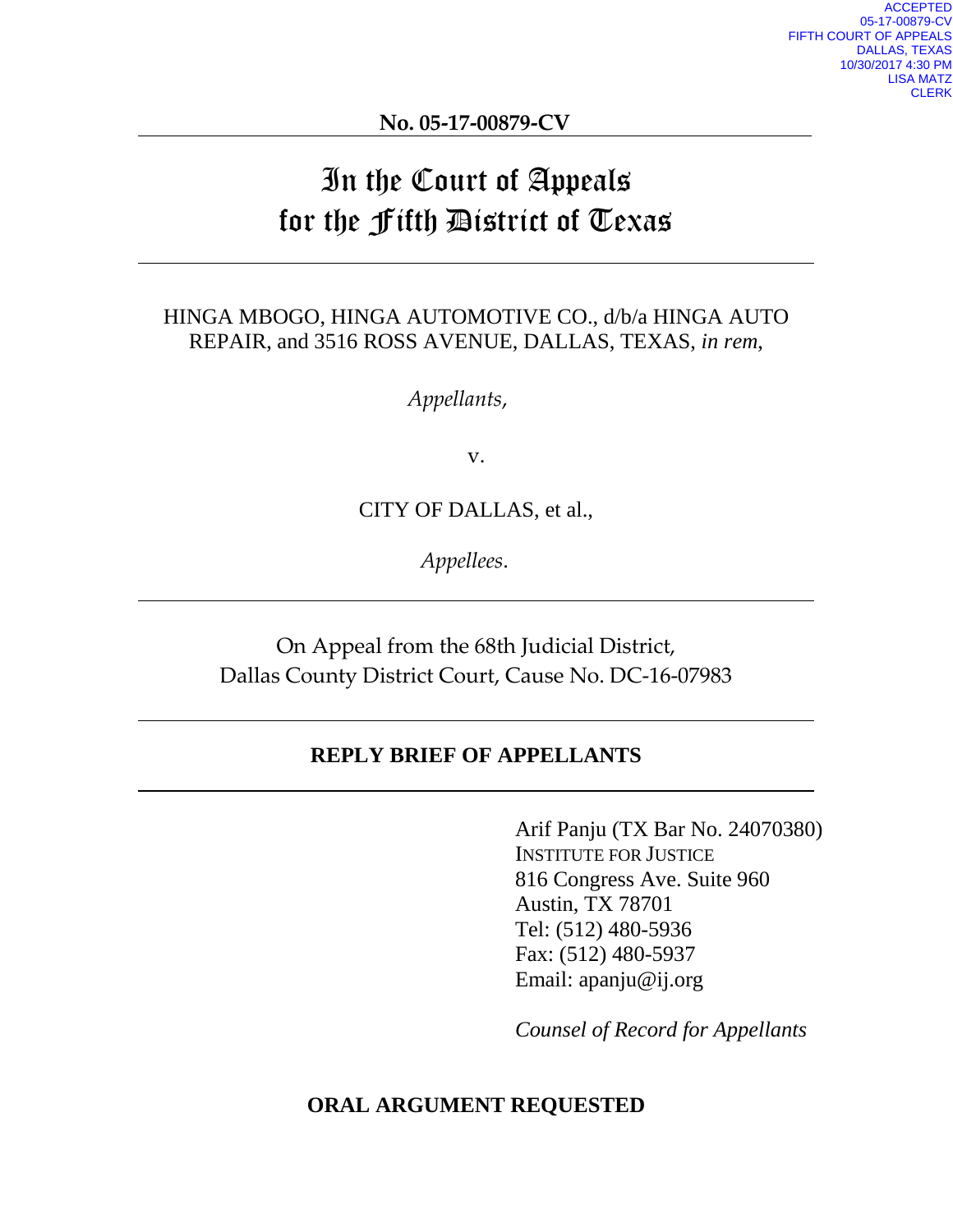ACCEPTED
05-17-00879-CV
FIFTH COURT OF APPEALS
DALLAS, TEXAS
10/30/2017 4:30 PM
LISA MATZ
CLERK

**No. 05-17-00879-CV**

# In the Court of Appeals for the Fifth District of Texas

HINGA MBOGO, HINGA AUTOMOTIVE CO., d/b/a HINGA AUTO REPAIR, and 3516 ROSS AVENUE, DALLAS, TEXAS, *in rem*,

*Appellants*,

v.

CITY OF DALLAS, et al.,

*Appellees*.

On Appeal from the 68th Judicial District, Dallas County District Court, Cause No. DC-16-07983

## REPLY BRIEF OF APPELLANTS

Arif Panju (TX Bar No. 24070380)
INSTITUTE FOR JUSTICE
816 Congress Ave. Suite 960
Austin, TX 78701
Tel: (512) 480-5936
Fax: (512) 480-5937
Email: apanju@ij.org

*Counsel of Record for Appellants*

**ORAL ARGUMENT REQUESTED**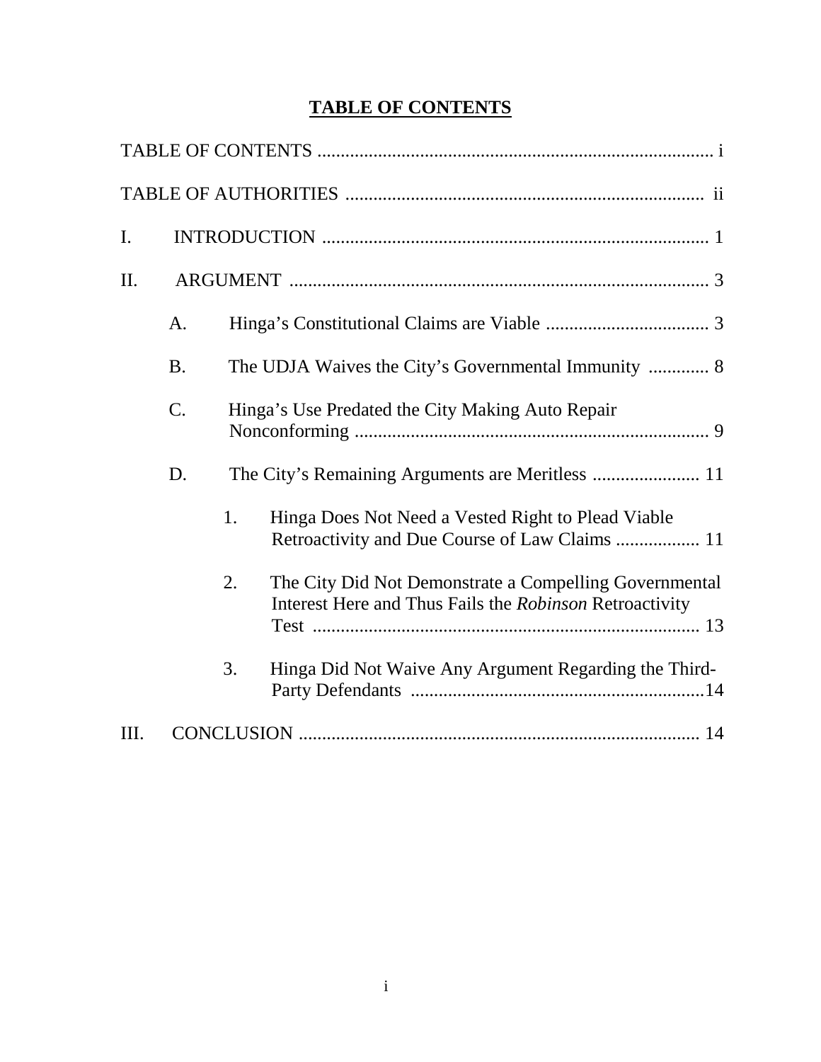# TABLE OF CONTENTS

TABLE OF CONTENTS .................................................................................... i

TABLE OF AUTHORITIES ............................................................................ ii

I. INTRODUCTION .................................................................................. 1

II. ARGUMENT ......................................................................................... 3

- A. Hinga's Constitutional Claims are Viable ................................... 3
- B. The UDJA Waives the City's Governmental Immunity ............. 8
- C. Hinga's Use Predated the City Making Auto Repair Nonconforming ........................................................................... 9
- D. The City's Remaining Arguments are Meritless ....................... 11
  1. Hinga Does Not Need a Vested Right to Plead Viable Retroactivity and Due Course of Law Claims .................. 11
  2. The City Did Not Demonstrate a Compelling Governmental Interest Here and Thus Fails the *Robinson* Retroactivity Test ................................................................................... 13
  3. Hinga Did Not Waive Any Argument Regarding the Third-Party Defendants ...............................................................14

III. CONCLUSION ..................................................................................... 14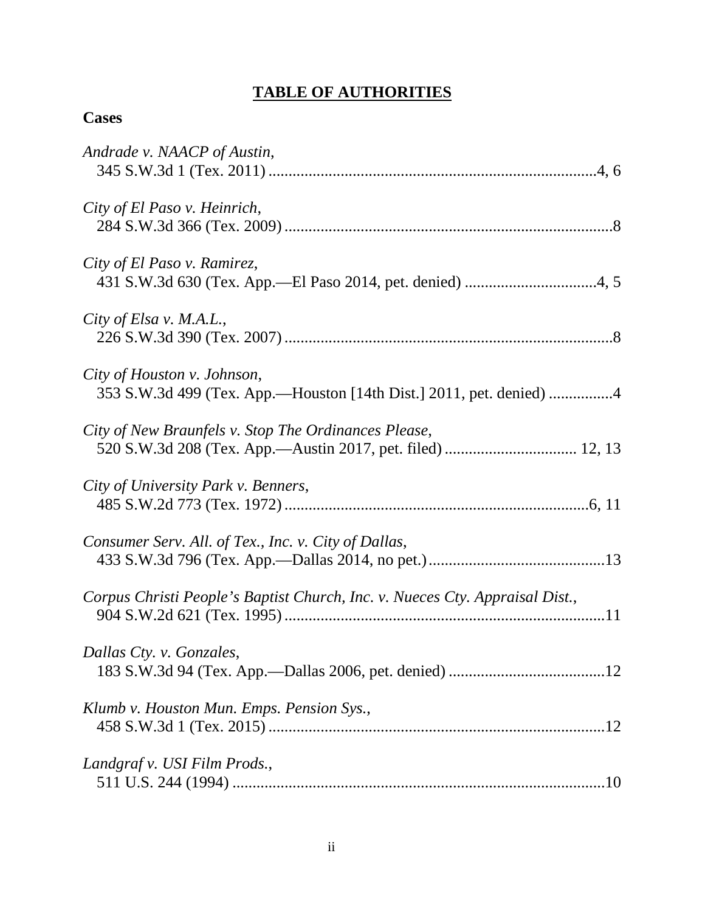# TABLE OF AUTHORITIES

## Cases

*Andrade v. NAACP of Austin*,
345 S.W.3d 1 (Tex. 2011) ....................................................................................4, 6

*City of El Paso v. Heinrich*,
284 S.W.3d 366 (Tex. 2009) ....................................................................................8

*City of El Paso v. Ramirez*,
431 S.W.3d 630 (Tex. App.—El Paso 2014, pet. denied) ..................................4, 5

*City of Elsa v. M.A.L.*,
226 S.W.3d 390 (Tex. 2007) ....................................................................................8

*City of Houston v. Johnson*,
353 S.W.3d 499 (Tex. App.—Houston [14th Dist.] 2011, pet. denied) ................4

*City of New Braunfels v. Stop The Ordinances Please*,
520 S.W.3d 208 (Tex. App.—Austin 2017, pet. filed) ................................ 12, 13

*City of University Park v. Benners*,
485 S.W.2d 773 (Tex. 1972) ..............................................................................6, 11

*Consumer Serv. All. of Tex., Inc. v. City of Dallas*,
433 S.W.3d 796 (Tex. App.—Dallas 2014, no pet.) ............................................13

*Corpus Christi People's Baptist Church, Inc. v. Nueces Cty. Appraisal Dist.*,
904 S.W.2d 621 (Tex. 1995) ..................................................................................11

*Dallas Cty. v. Gonzales*,
183 S.W.3d 94 (Tex. App.—Dallas 2006, pet. denied) ........................................12

*Klumb v. Houston Mun. Emps. Pension Sys.*,
458 S.W.3d 1 (Tex. 2015) ......................................................................................12

*Landgraf v. USI Film Prods.*,
511 U.S. 244 (1994) ..............................................................................................10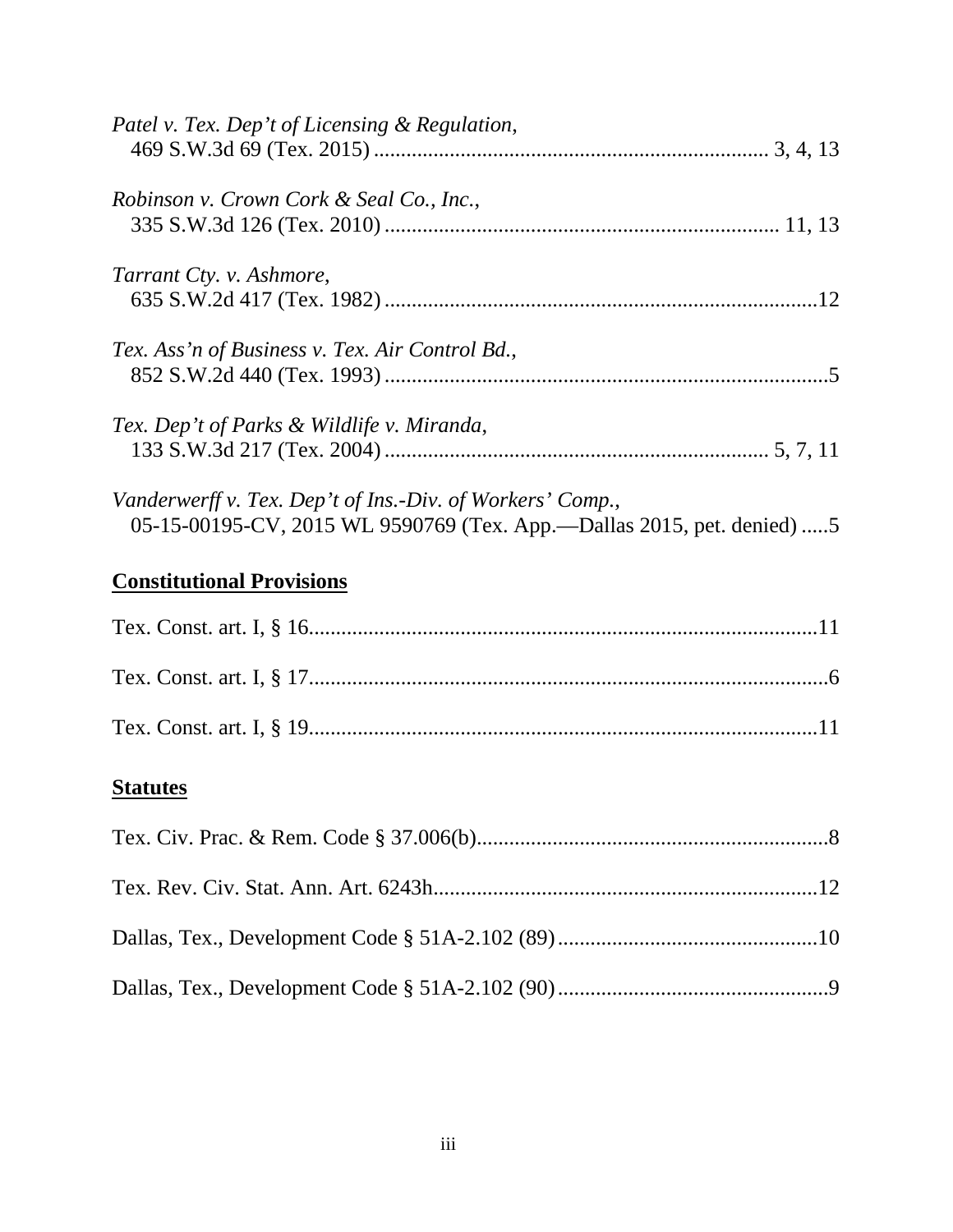*Patel v. Tex. Dep't of Licensing & Regulation*,
469 S.W.3d 69 (Tex. 2015) ........................................................................ 3, 4, 13

*Robinson v. Crown Cork & Seal Co., Inc.*,
335 S.W.3d 126 (Tex. 2010) ........................................................................ 11, 13

*Tarrant Cty. v. Ashmore*,
635 S.W.2d 417 (Tex. 1982) ................................................................................12

*Tex. Ass'n of Business v. Tex. Air Control Bd.*,
852 S.W.2d 440 (Tex. 1993) ..................................................................................5

*Tex. Dep't of Parks & Wildlife v. Miranda*,
133 S.W.3d 217 (Tex. 2004) ...................................................................... 5, 7, 11

*Vanderwerff v. Tex. Dep't of Ins.-Div. of Workers' Comp.*,
05-15-00195-CV, 2015 WL 9590769 (Tex. App.—Dallas 2015, pet. denied) .....5

## Constitutional Provisions

Tex. Const. art. I, § 16..............................................................................................11

Tex. Const. art. I, § 17................................................................................................6

Tex. Const. art. I, § 19..............................................................................................11

## Statutes

Tex. Civ. Prac. & Rem. Code § 37.006(b).................................................................8

Tex. Rev. Civ. Stat. Ann. Art. 6243h.......................................................................12

Dallas, Tex., Development Code § 51A-2.102 (89)................................................10

Dallas, Tex., Development Code § 51A-2.102 (90)..................................................9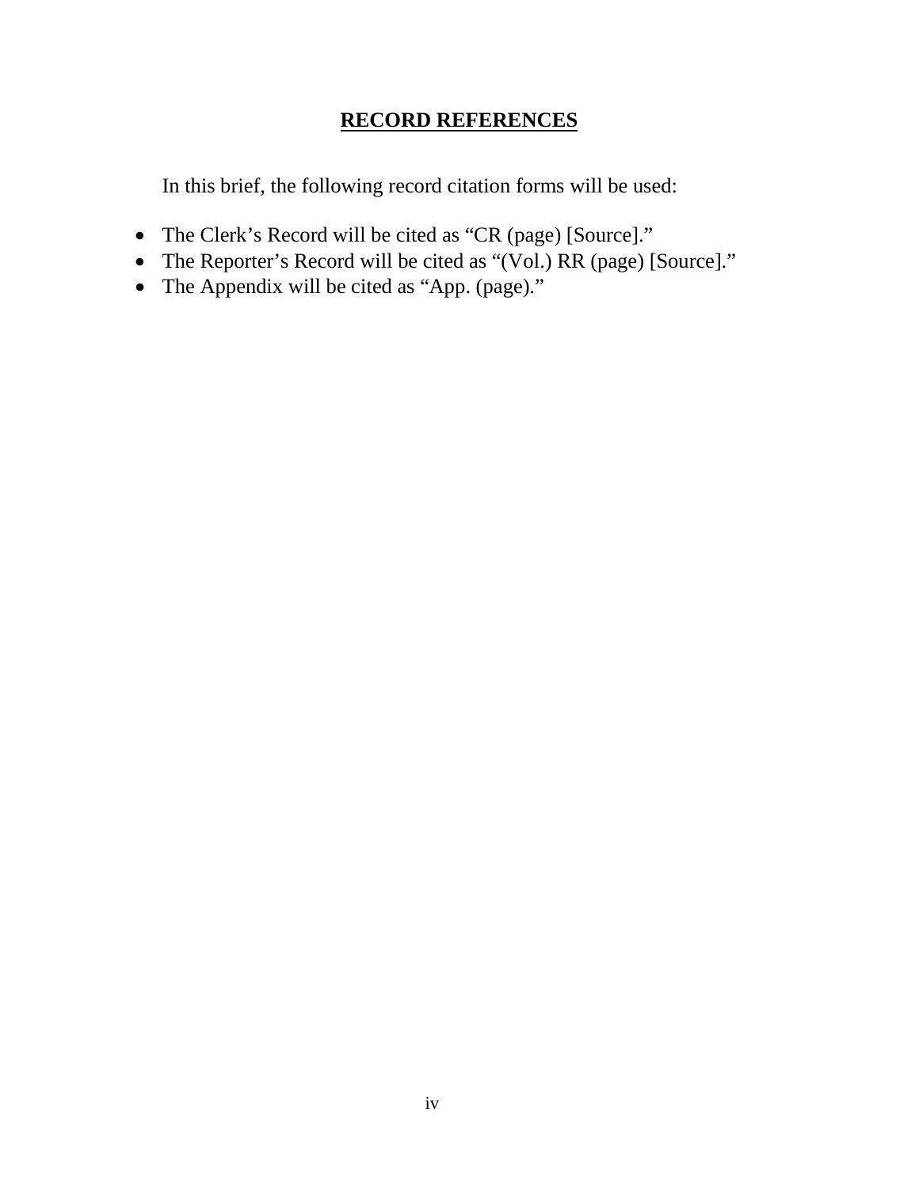## RECORD REFERENCES

In this brief, the following record citation forms will be used:

- The Clerk's Record will be cited as "CR (page) [Source]."
- The Reporter's Record will be cited as "(Vol.) RR (page) [Source]."
- The Appendix will be cited as "App. (page)."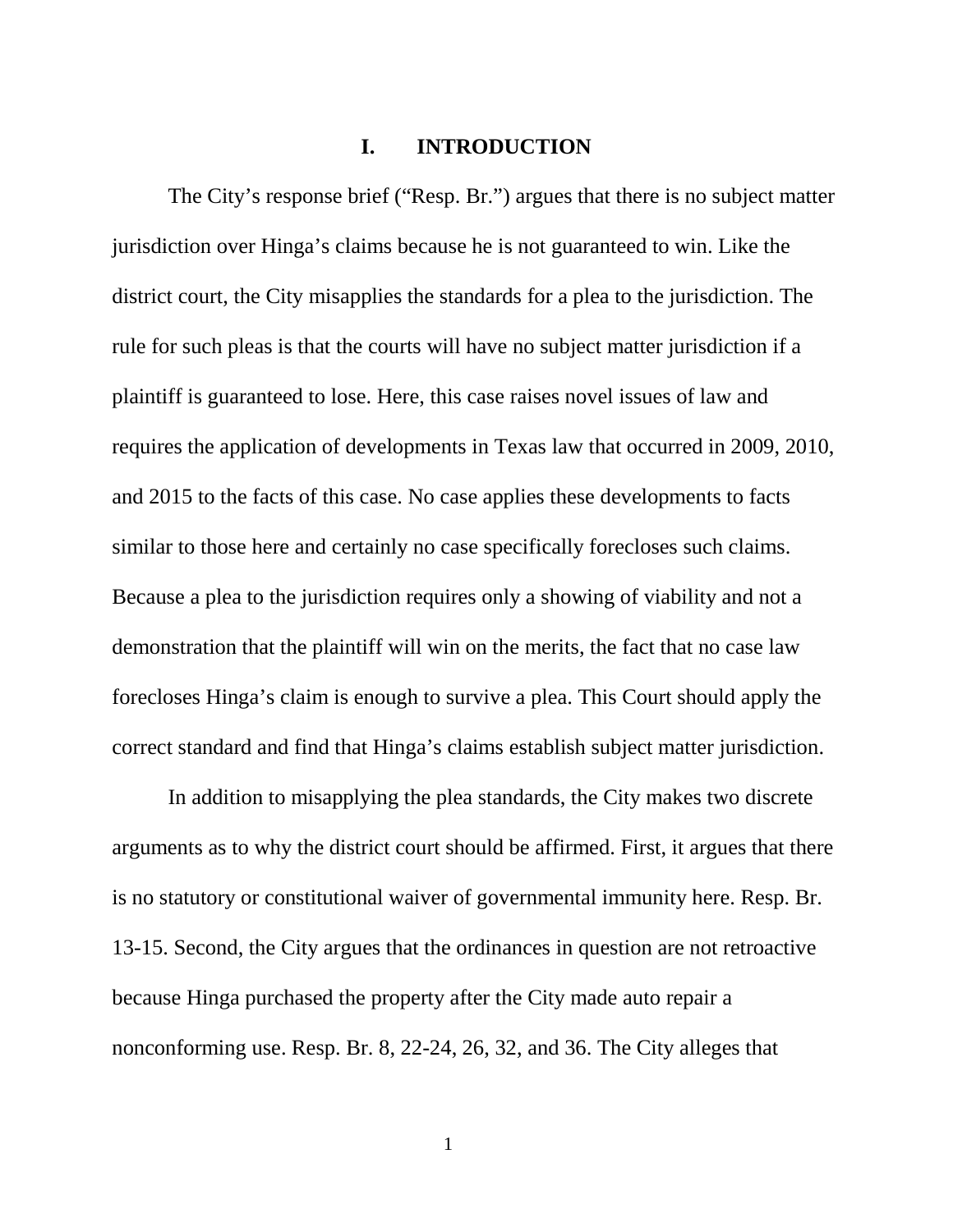# I. INTRODUCTION

The City's response brief ("Resp. Br.") argues that there is no subject matter jurisdiction over Hinga's claims because he is not guaranteed to win. Like the district court, the City misapplies the standards for a plea to the jurisdiction. The rule for such pleas is that the courts will have no subject matter jurisdiction if a plaintiff is guaranteed to lose. Here, this case raises novel issues of law and requires the application of developments in Texas law that occurred in 2009, 2010, and 2015 to the facts of this case. No case applies these developments to facts similar to those here and certainly no case specifically forecloses such claims. Because a plea to the jurisdiction requires only a showing of viability and not a demonstration that the plaintiff will win on the merits, the fact that no case law forecloses Hinga's claim is enough to survive a plea. This Court should apply the correct standard and find that Hinga's claims establish subject matter jurisdiction.

In addition to misapplying the plea standards, the City makes two discrete arguments as to why the district court should be affirmed. First, it argues that there is no statutory or constitutional waiver of governmental immunity here. Resp. Br. 13-15. Second, the City argues that the ordinances in question are not retroactive because Hinga purchased the property after the City made auto repair a nonconforming use. Resp. Br. 8, 22-24, 26, 32, and 36. The City alleges that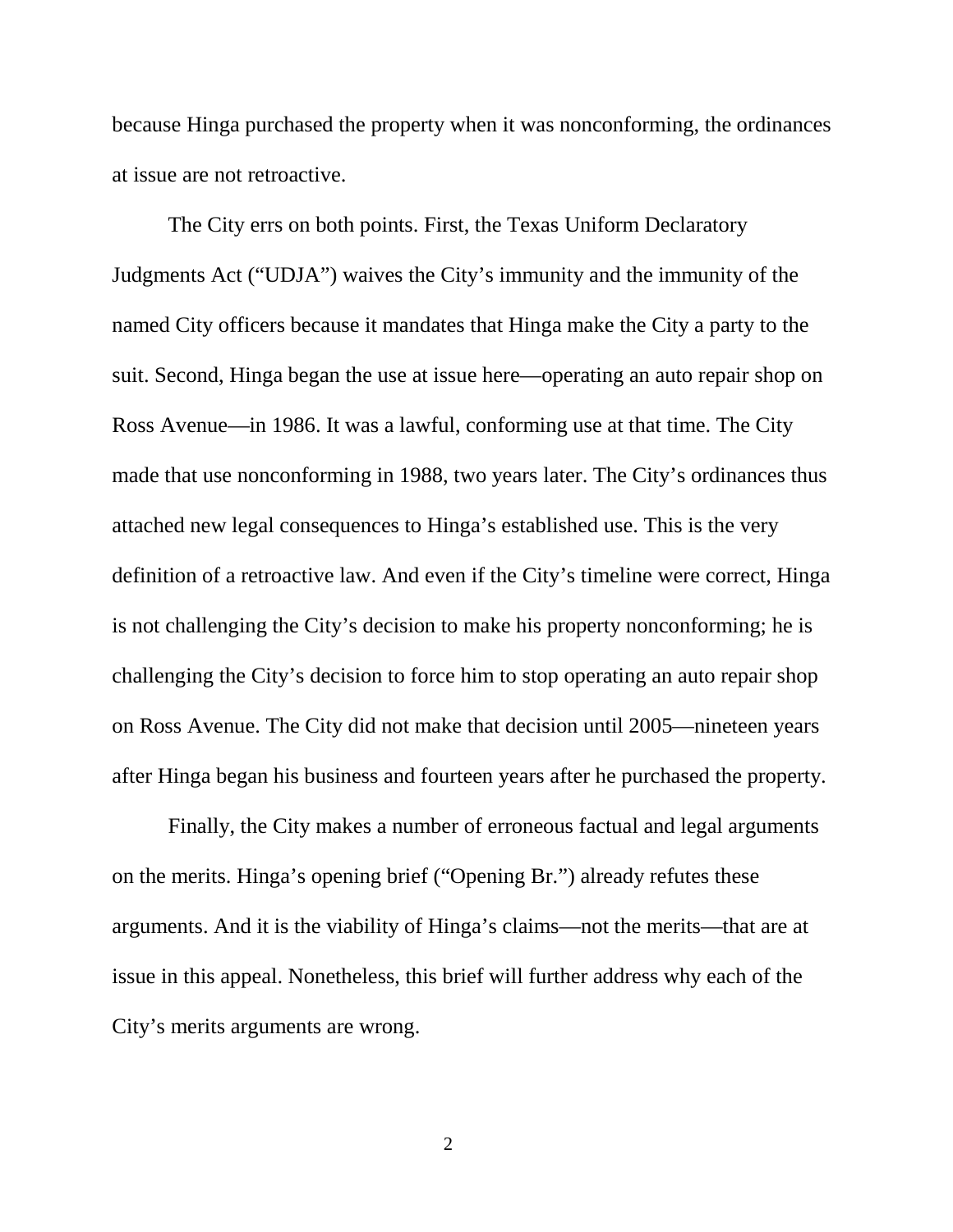because Hinga purchased the property when it was nonconforming, the ordinances at issue are not retroactive.

The City errs on both points. First, the Texas Uniform Declaratory Judgments Act ("UDJA") waives the City's immunity and the immunity of the named City officers because it mandates that Hinga make the City a party to the suit. Second, Hinga began the use at issue here—operating an auto repair shop on Ross Avenue—in 1986. It was a lawful, conforming use at that time. The City made that use nonconforming in 1988, two years later. The City's ordinances thus attached new legal consequences to Hinga's established use. This is the very definition of a retroactive law. And even if the City's timeline were correct, Hinga is not challenging the City's decision to make his property nonconforming; he is challenging the City's decision to force him to stop operating an auto repair shop on Ross Avenue. The City did not make that decision until 2005—nineteen years after Hinga began his business and fourteen years after he purchased the property.

Finally, the City makes a number of erroneous factual and legal arguments on the merits. Hinga's opening brief ("Opening Br.") already refutes these arguments. And it is the viability of Hinga's claims—not the merits—that are at issue in this appeal. Nonetheless, this brief will further address why each of the City's merits arguments are wrong.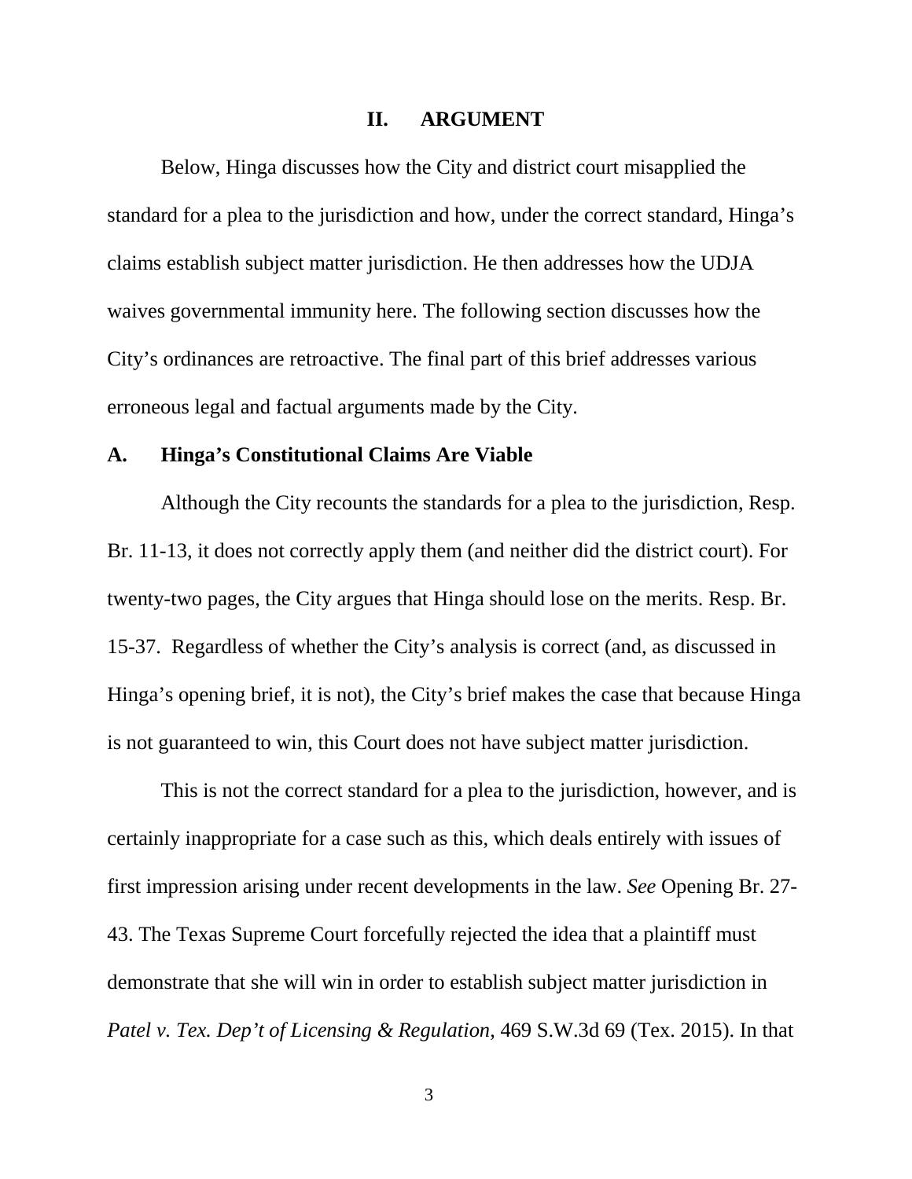## II. ARGUMENT

Below, Hinga discusses how the City and district court misapplied the standard for a plea to the jurisdiction and how, under the correct standard, Hinga's claims establish subject matter jurisdiction. He then addresses how the UDJA waives governmental immunity here. The following section discusses how the City's ordinances are retroactive. The final part of this brief addresses various erroneous legal and factual arguments made by the City.

### A. Hinga's Constitutional Claims Are Viable

Although the City recounts the standards for a plea to the jurisdiction, Resp. Br. 11-13, it does not correctly apply them (and neither did the district court). For twenty-two pages, the City argues that Hinga should lose on the merits. Resp. Br. 15-37. Regardless of whether the City's analysis is correct (and, as discussed in Hinga's opening brief, it is not), the City's brief makes the case that because Hinga is not guaranteed to win, this Court does not have subject matter jurisdiction.

This is not the correct standard for a plea to the jurisdiction, however, and is certainly inappropriate for a case such as this, which deals entirely with issues of first impression arising under recent developments in the law. *See* Opening Br. 27-43. The Texas Supreme Court forcefully rejected the idea that a plaintiff must demonstrate that she will win in order to establish subject matter jurisdiction in *Patel v. Tex. Dep't of Licensing & Regulation*, 469 S.W.3d 69 (Tex. 2015). In that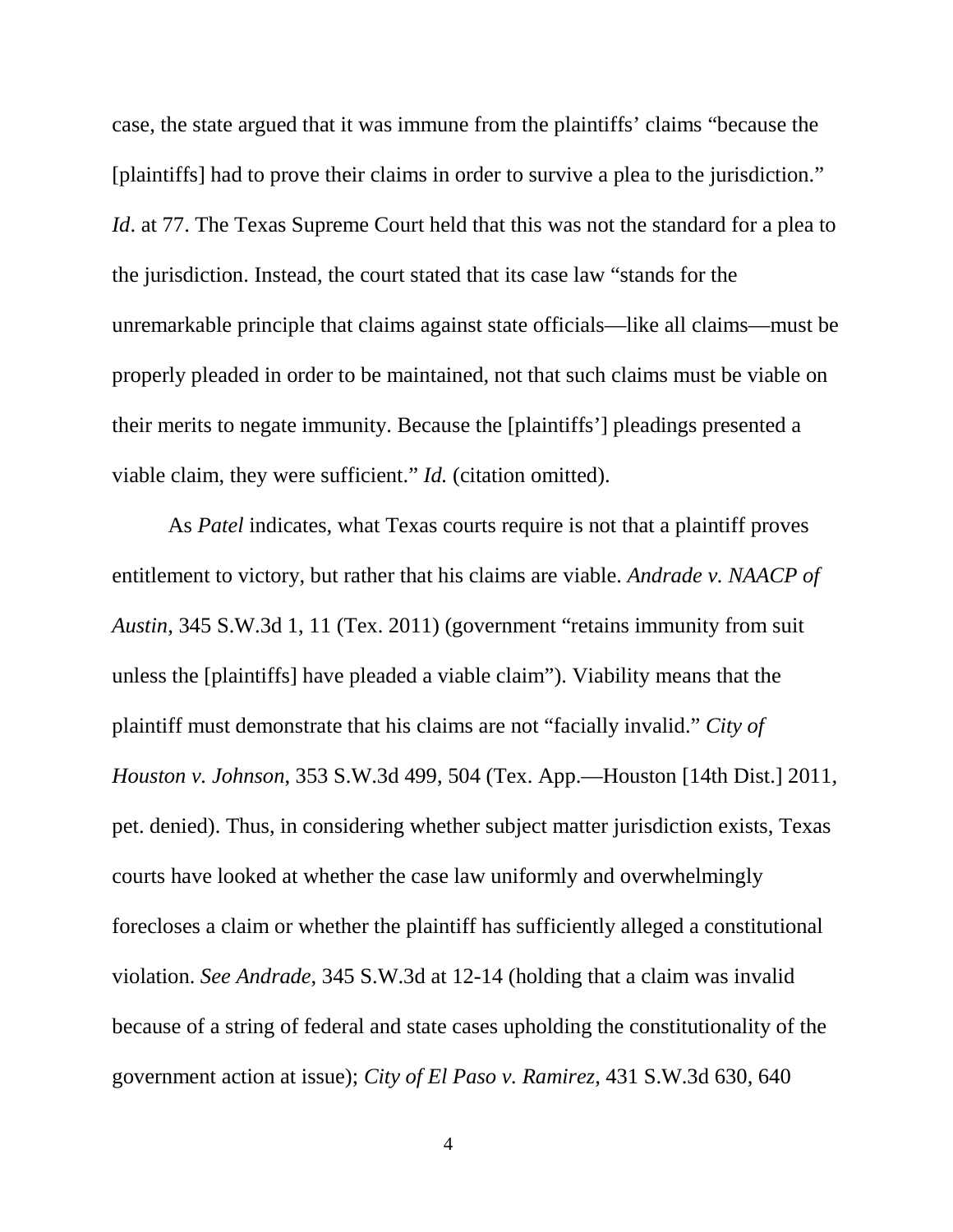case, the state argued that it was immune from the plaintiffs' claims "because the [plaintiffs] had to prove their claims in order to survive a plea to the jurisdiction." *Id*. at 77. The Texas Supreme Court held that this was not the standard for a plea to the jurisdiction. Instead, the court stated that its case law "stands for the unremarkable principle that claims against state officials—like all claims—must be properly pleaded in order to be maintained, not that such claims must be viable on their merits to negate immunity. Because the [plaintiffs'] pleadings presented a viable claim, they were sufficient." *Id.* (citation omitted).

As *Patel* indicates, what Texas courts require is not that a plaintiff proves entitlement to victory, but rather that his claims are viable. *Andrade v. NAACP of Austin*, 345 S.W.3d 1, 11 (Tex. 2011) (government "retains immunity from suit unless the [plaintiffs] have pleaded a viable claim"). Viability means that the plaintiff must demonstrate that his claims are not "facially invalid." *City of Houston v. Johnson*, 353 S.W.3d 499, 504 (Tex. App.—Houston [14th Dist.] 2011, pet. denied). Thus, in considering whether subject matter jurisdiction exists, Texas courts have looked at whether the case law uniformly and overwhelmingly forecloses a claim or whether the plaintiff has sufficiently alleged a constitutional violation. *See Andrade*, 345 S.W.3d at 12-14 (holding that a claim was invalid because of a string of federal and state cases upholding the constitutionality of the government action at issue); *City of El Paso v. Ramirez*, 431 S.W.3d 630, 640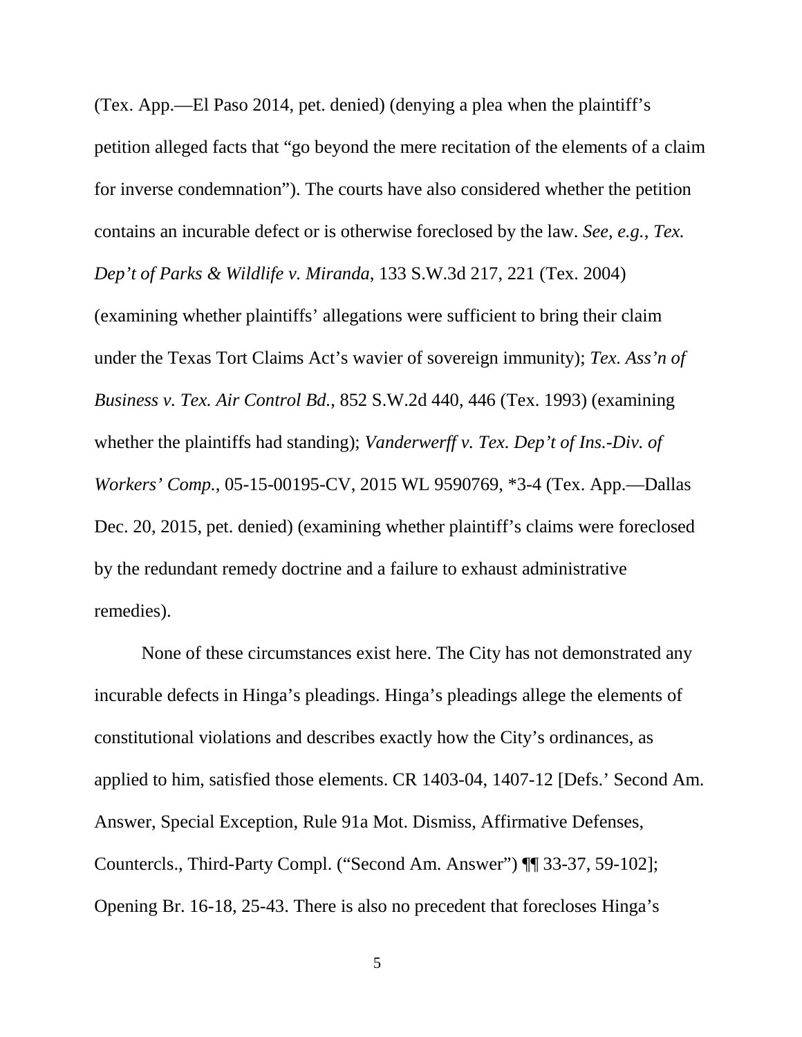(Tex. App.—El Paso 2014, pet. denied) (denying a plea when the plaintiff's petition alleged facts that "go beyond the mere recitation of the elements of a claim for inverse condemnation"). The courts have also considered whether the petition contains an incurable defect or is otherwise foreclosed by the law. *See, e.g.*, *Tex. Dep't of Parks & Wildlife v. Miranda*, 133 S.W.3d 217, 221 (Tex. 2004) (examining whether plaintiffs' allegations were sufficient to bring their claim under the Texas Tort Claims Act's wavier of sovereign immunity); *Tex. Ass'n of Business v. Tex. Air Control Bd.*, 852 S.W.2d 440, 446 (Tex. 1993) (examining whether the plaintiffs had standing); *Vanderwerff v. Tex. Dep't of Ins.-Div. of Workers' Comp.*, 05-15-00195-CV, 2015 WL 9590769, *3-4 (Tex. App.—Dallas Dec. 20, 2015, pet. denied) (examining whether plaintiff's claims were foreclosed by the redundant remedy doctrine and a failure to exhaust administrative remedies).

None of these circumstances exist here. The City has not demonstrated any incurable defects in Hinga's pleadings. Hinga's pleadings allege the elements of constitutional violations and describes exactly how the City's ordinances, as applied to him, satisfied those elements. CR 1403-04, 1407-12 [Defs.' Second Am. Answer, Special Exception, Rule 91a Mot. Dismiss, Affirmative Defenses, Countercls., Third-Party Compl. ("Second Am. Answer") ¶¶ 33-37, 59-102]; Opening Br. 16-18, 25-43. There is also no precedent that forecloses Hinga's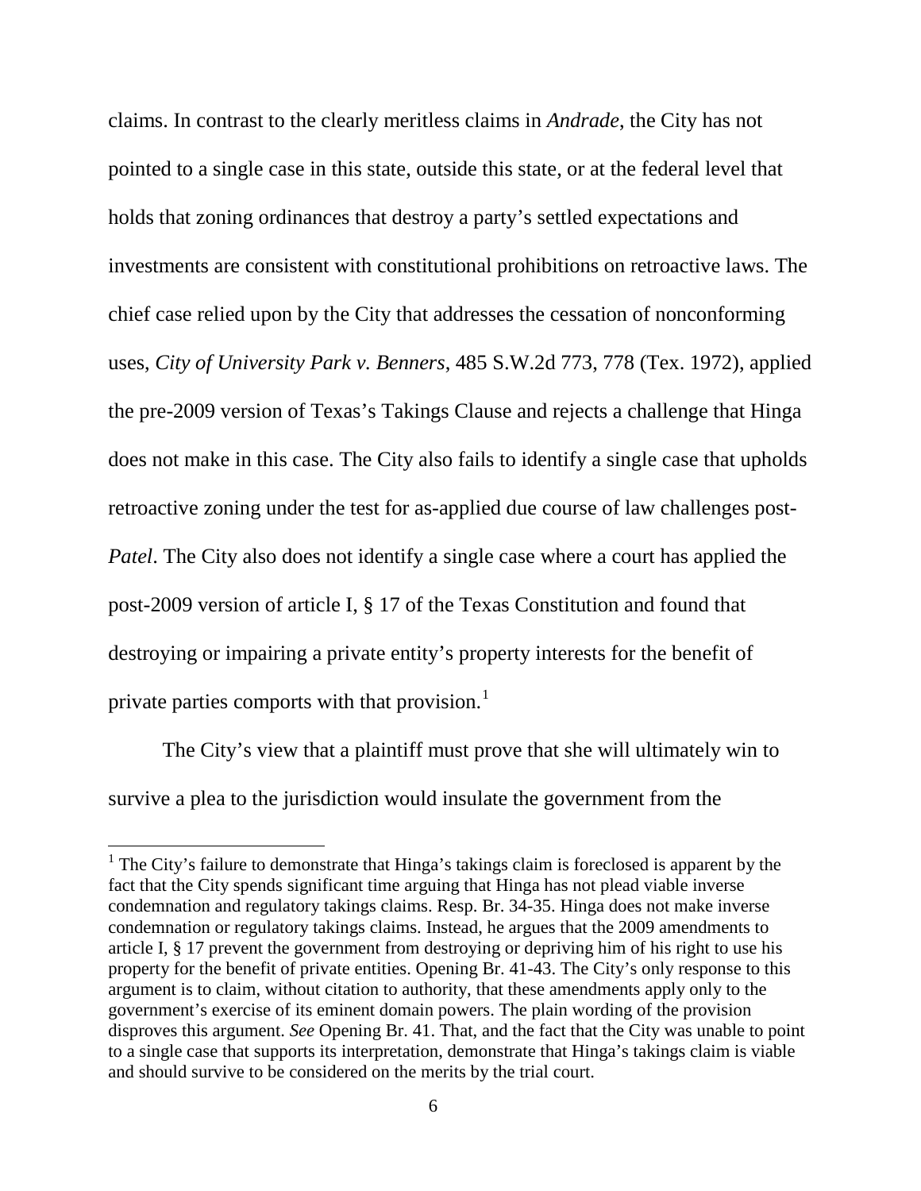claims. In contrast to the clearly meritless claims in *Andrade*, the City has not pointed to a single case in this state, outside this state, or at the federal level that holds that zoning ordinances that destroy a party's settled expectations and investments are consistent with constitutional prohibitions on retroactive laws. The chief case relied upon by the City that addresses the cessation of nonconforming uses, *City of University Park v. Benners*, 485 S.W.2d 773, 778 (Tex. 1972), applied the pre-2009 version of Texas's Takings Clause and rejects a challenge that Hinga does not make in this case. The City also fails to identify a single case that upholds retroactive zoning under the test for as-applied due course of law challenges post-*Patel*. The City also does not identify a single case where a court has applied the post-2009 version of article I, § 17 of the Texas Constitution and found that destroying or impairing a private entity's property interests for the benefit of private parties comports with that provision.[1]

The City's view that a plaintiff must prove that she will ultimately win to survive a plea to the jurisdiction would insulate the government from the

[1] The City's failure to demonstrate that Hinga's takings claim is foreclosed is apparent by the fact that the City spends significant time arguing that Hinga has not plead viable inverse condemnation and regulatory takings claims. Resp. Br. 34-35. Hinga does not make inverse condemnation or regulatory takings claims. Instead, he argues that the 2009 amendments to article I, § 17 prevent the government from destroying or depriving him of his right to use his property for the benefit of private entities. Opening Br. 41-43. The City's only response to this argument is to claim, without citation to authority, that these amendments apply only to the government's exercise of its eminent domain powers. The plain wording of the provision disproves this argument. *See* Opening Br. 41. That, and the fact that the City was unable to point to a single case that supports its interpretation, demonstrate that Hinga's takings claim is viable and should survive to be considered on the merits by the trial court.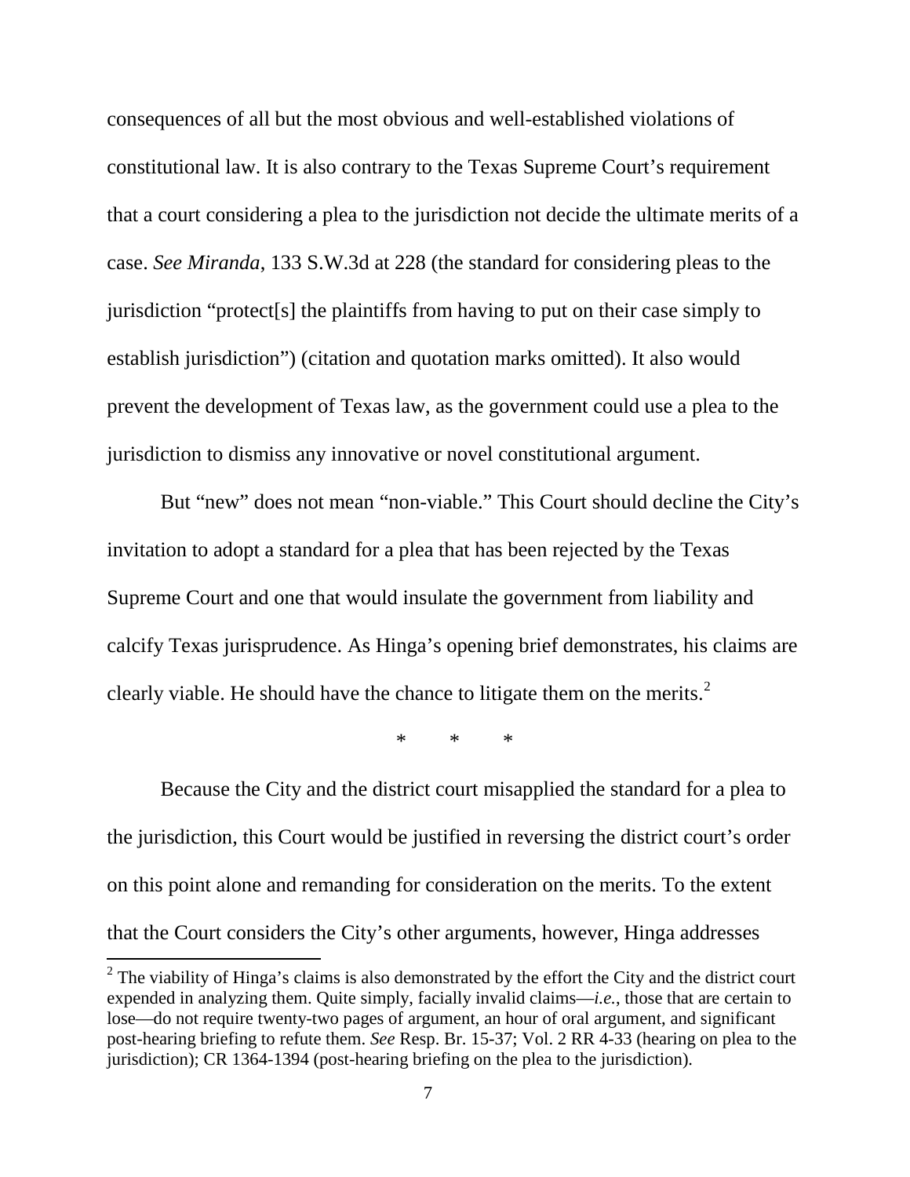consequences of all but the most obvious and well-established violations of constitutional law. It is also contrary to the Texas Supreme Court's requirement that a court considering a plea to the jurisdiction not decide the ultimate merits of a case. *See Miranda*, 133 S.W.3d at 228 (the standard for considering pleas to the jurisdiction "protect[s] the plaintiffs from having to put on their case simply to establish jurisdiction") (citation and quotation marks omitted). It also would prevent the development of Texas law, as the government could use a plea to the jurisdiction to dismiss any innovative or novel constitutional argument.

But "new" does not mean "non-viable." This Court should decline the City's invitation to adopt a standard for a plea that has been rejected by the Texas Supreme Court and one that would insulate the government from liability and calcify Texas jurisprudence. As Hinga's opening brief demonstrates, his claims are clearly viable. He should have the chance to litigate them on the merits.[2]

\* \* \*

Because the City and the district court misapplied the standard for a plea to the jurisdiction, this Court would be justified in reversing the district court's order on this point alone and remanding for consideration on the merits. To the extent that the Court considers the City's other arguments, however, Hinga addresses

[2] The viability of Hinga's claims is also demonstrated by the effort the City and the district court expended in analyzing them. Quite simply, facially invalid claims—*i.e.*, those that are certain to lose—do not require twenty-two pages of argument, an hour of oral argument, and significant post-hearing briefing to refute them. *See* Resp. Br. 15-37; Vol. 2 RR 4-33 (hearing on plea to the jurisdiction); CR 1364-1394 (post-hearing briefing on the plea to the jurisdiction).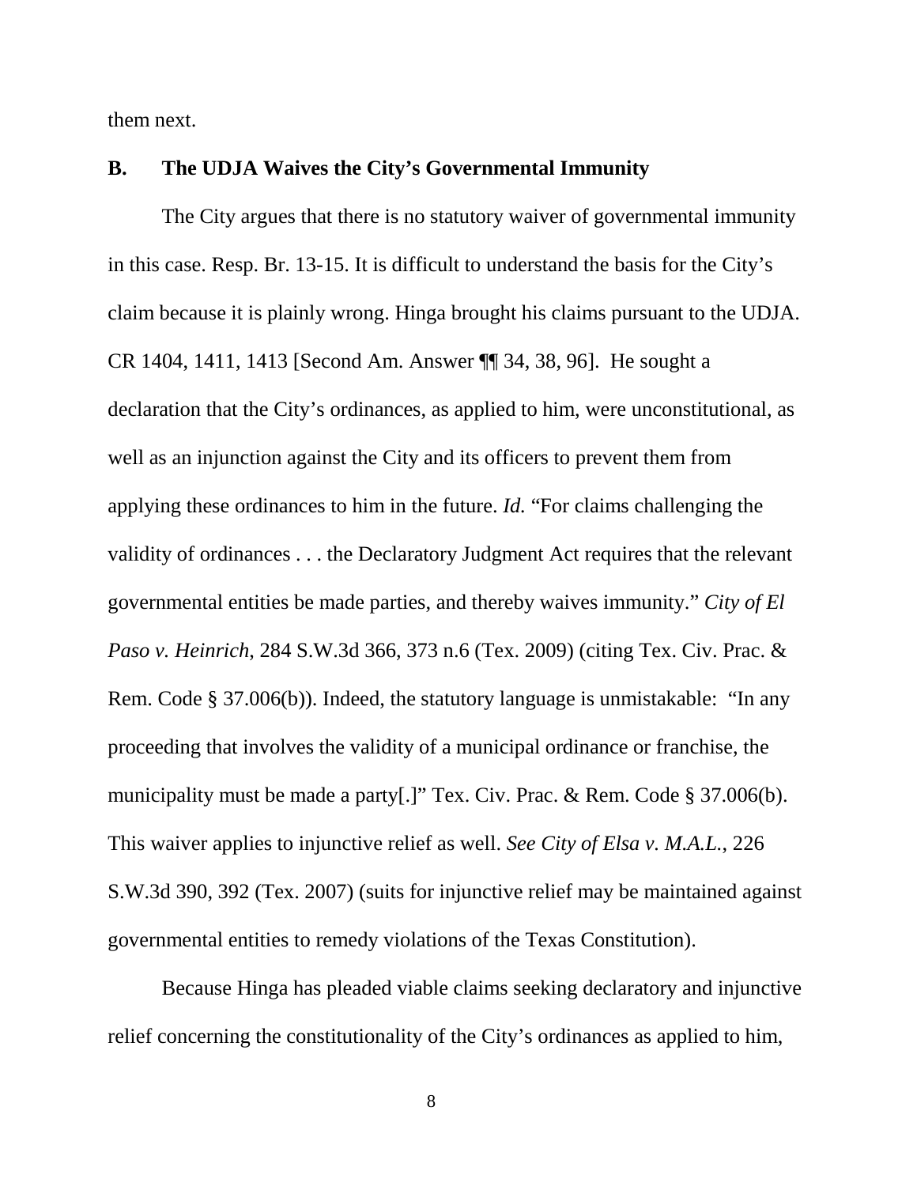them next.

## B. The UDJA Waives the City's Governmental Immunity

The City argues that there is no statutory waiver of governmental immunity in this case. Resp. Br. 13-15. It is difficult to understand the basis for the City's claim because it is plainly wrong. Hinga brought his claims pursuant to the UDJA. CR 1404, 1411, 1413 [Second Am. Answer ¶¶ 34, 38, 96]. He sought a declaration that the City's ordinances, as applied to him, were unconstitutional, as well as an injunction against the City and its officers to prevent them from applying these ordinances to him in the future. *Id.* "For claims challenging the validity of ordinances . . . the Declaratory Judgment Act requires that the relevant governmental entities be made parties, and thereby waives immunity." *City of El Paso v. Heinrich*, 284 S.W.3d 366, 373 n.6 (Tex. 2009) (citing Tex. Civ. Prac. & Rem. Code § 37.006(b)). Indeed, the statutory language is unmistakable: "In any proceeding that involves the validity of a municipal ordinance or franchise, the municipality must be made a party[.]" Tex. Civ. Prac. & Rem. Code § 37.006(b). This waiver applies to injunctive relief as well. *See City of Elsa v. M.A.L.*, 226 S.W.3d 390, 392 (Tex. 2007) (suits for injunctive relief may be maintained against governmental entities to remedy violations of the Texas Constitution).

Because Hinga has pleaded viable claims seeking declaratory and injunctive relief concerning the constitutionality of the City's ordinances as applied to him,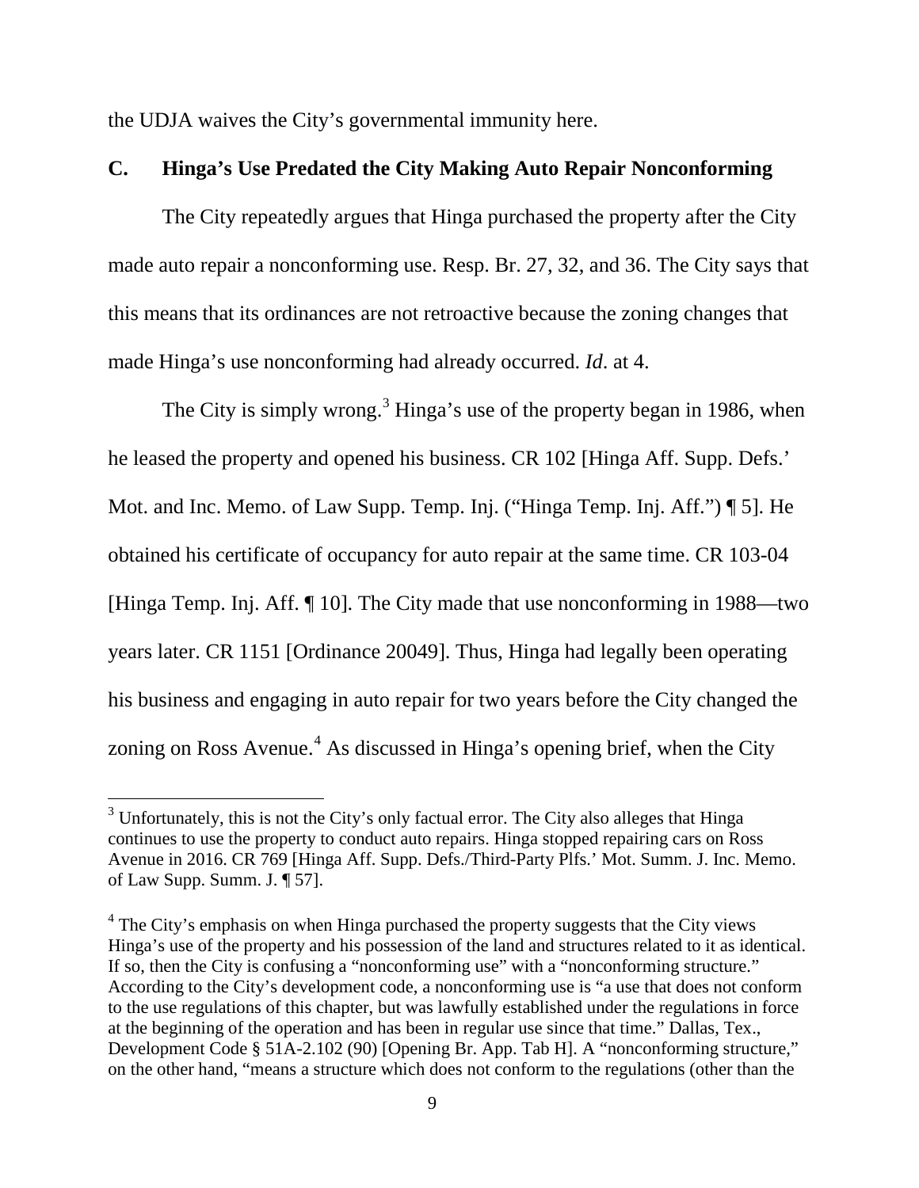the UDJA waives the City's governmental immunity here.

### C. Hinga's Use Predated the City Making Auto Repair Nonconforming

The City repeatedly argues that Hinga purchased the property after the City made auto repair a nonconforming use. Resp. Br. 27, 32, and 36. The City says that this means that its ordinances are not retroactive because the zoning changes that made Hinga's use nonconforming had already occurred. *Id.* at 4.

The City is simply wrong.[3] Hinga's use of the property began in 1986, when he leased the property and opened his business. CR 102 [Hinga Aff. Supp. Defs.' Mot. and Inc. Memo. of Law Supp. Temp. Inj. ("Hinga Temp. Inj. Aff.") ¶ 5]. He obtained his certificate of occupancy for auto repair at the same time. CR 103-04 [Hinga Temp. Inj. Aff. ¶ 10]. The City made that use nonconforming in 1988—two years later. CR 1151 [Ordinance 20049]. Thus, Hinga had legally been operating his business and engaging in auto repair for two years before the City changed the zoning on Ross Avenue.[4] As discussed in Hinga's opening brief, when the City

[3] Unfortunately, this is not the City's only factual error. The City also alleges that Hinga continues to use the property to conduct auto repairs. Hinga stopped repairing cars on Ross Avenue in 2016. CR 769 [Hinga Aff. Supp. Defs./Third-Party Plfs.' Mot. Summ. J. Inc. Memo. of Law Supp. Summ. J. ¶ 57].

[4] The City's emphasis on when Hinga purchased the property suggests that the City views Hinga's use of the property and his possession of the land and structures related to it as identical. If so, then the City is confusing a "nonconforming use" with a "nonconforming structure." According to the City's development code, a nonconforming use is "a use that does not conform to the use regulations of this chapter, but was lawfully established under the regulations in force at the beginning of the operation and has been in regular use since that time." Dallas, Tex., Development Code § 51A-2.102 (90) [Opening Br. App. Tab H]. A "nonconforming structure," on the other hand, "means a structure which does not conform to the regulations (other than the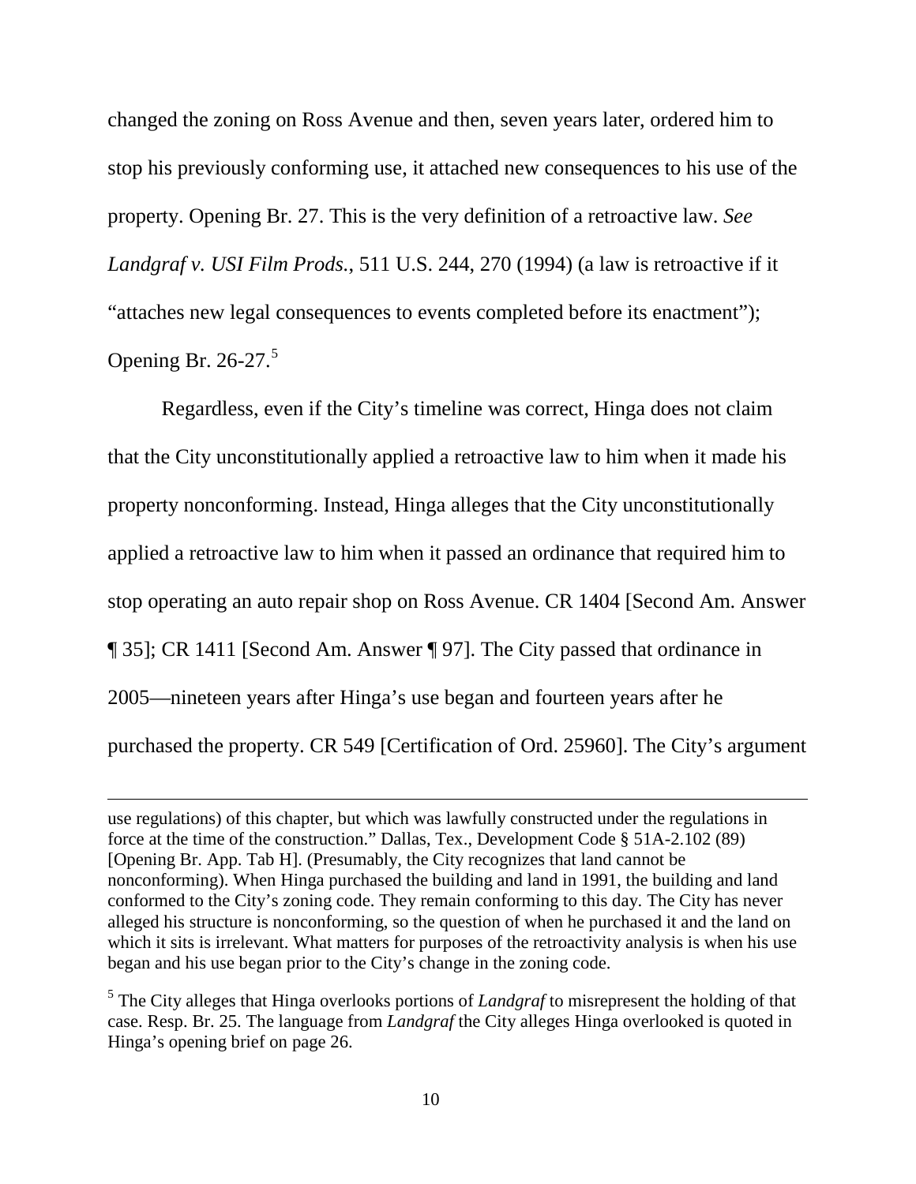changed the zoning on Ross Avenue and then, seven years later, ordered him to stop his previously conforming use, it attached new consequences to his use of the property. Opening Br. 27. This is the very definition of a retroactive law. *See Landgraf v. USI Film Prods.*, 511 U.S. 244, 270 (1994) (a law is retroactive if it "attaches new legal consequences to events completed before its enactment"); Opening Br. 26-27.[5]

Regardless, even if the City's timeline was correct, Hinga does not claim that the City unconstitutionally applied a retroactive law to him when it made his property nonconforming. Instead, Hinga alleges that the City unconstitutionally applied a retroactive law to him when it passed an ordinance that required him to stop operating an auto repair shop on Ross Avenue. CR 1404 [Second Am. Answer ¶ 35]; CR 1411 [Second Am. Answer ¶ 97]. The City passed that ordinance in 2005—nineteen years after Hinga's use began and fourteen years after he purchased the property. CR 549 [Certification of Ord. 25960]. The City's argument

---

use regulations) of this chapter, but which was lawfully constructed under the regulations in force at the time of the construction." Dallas, Tex., Development Code § 51A-2.102 (89) [Opening Br. App. Tab H]. (Presumably, the City recognizes that land cannot be nonconforming). When Hinga purchased the building and land in 1991, the building and land conformed to the City's zoning code. They remain conforming to this day. The City has never alleged his structure is nonconforming, so the question of when he purchased it and the land on which it sits is irrelevant. What matters for purposes of the retroactivity analysis is when his use began and his use began prior to the City's change in the zoning code.

[5] The City alleges that Hinga overlooks portions of *Landgraf* to misrepresent the holding of that case. Resp. Br. 25. The language from *Landgraf* the City alleges Hinga overlooked is quoted in Hinga's opening brief on page 26.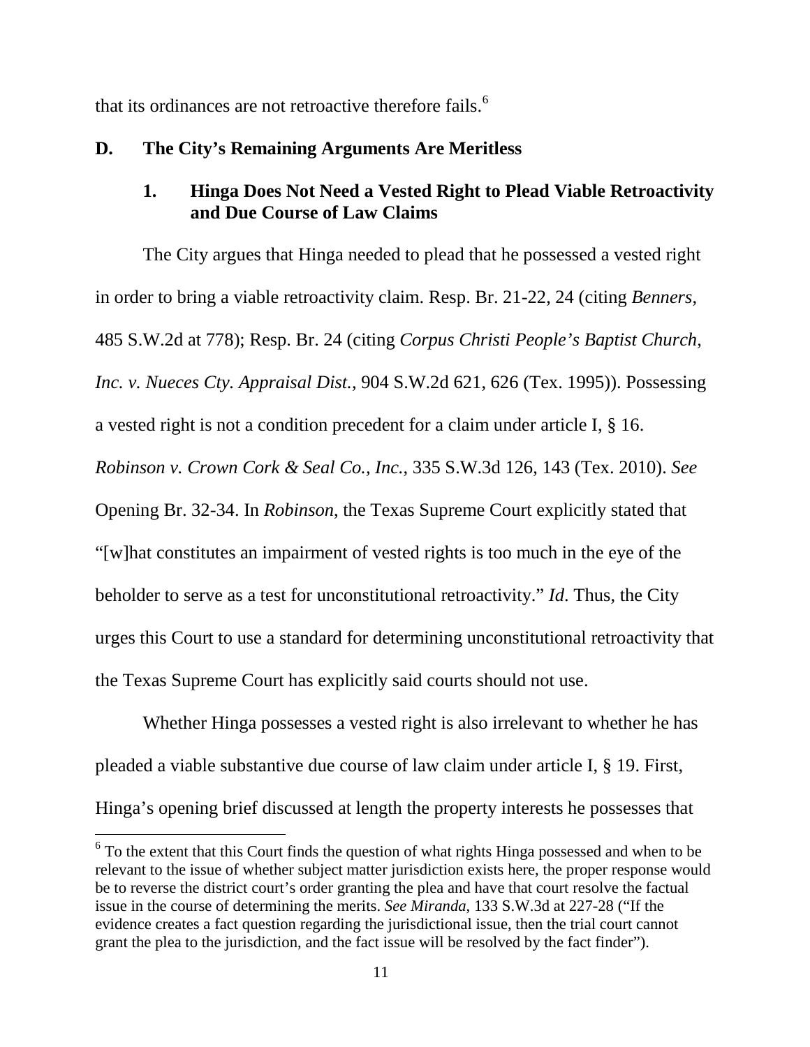that its ordinances are not retroactive therefore fails.[6]

## D. The City's Remaining Arguments Are Meritless

### 1. Hinga Does Not Need a Vested Right to Plead Viable Retroactivity and Due Course of Law Claims

The City argues that Hinga needed to plead that he possessed a vested right in order to bring a viable retroactivity claim. Resp. Br. 21-22, 24 (citing *Benners*, 485 S.W.2d at 778); Resp. Br. 24 (citing *Corpus Christi People's Baptist Church, Inc. v. Nueces Cty. Appraisal Dist.*, 904 S.W.2d 621, 626 (Tex. 1995)). Possessing a vested right is not a condition precedent for a claim under article I, § 16. *Robinson v. Crown Cork & Seal Co., Inc.*, 335 S.W.3d 126, 143 (Tex. 2010). *See* Opening Br. 32-34. In *Robinson*, the Texas Supreme Court explicitly stated that "[w]hat constitutes an impairment of vested rights is too much in the eye of the beholder to serve as a test for unconstitutional retroactivity." *Id*. Thus, the City urges this Court to use a standard for determining unconstitutional retroactivity that the Texas Supreme Court has explicitly said courts should not use.

Whether Hinga possesses a vested right is also irrelevant to whether he has pleaded a viable substantive due course of law claim under article I, § 19. First, Hinga's opening brief discussed at length the property interests he possesses that

---

[6] To the extent that this Court finds the question of what rights Hinga possessed and when to be relevant to the issue of whether subject matter jurisdiction exists here, the proper response would be to reverse the district court's order granting the plea and have that court resolve the factual issue in the course of determining the merits. *See Miranda*, 133 S.W.3d at 227-28 ("If the evidence creates a fact question regarding the jurisdictional issue, then the trial court cannot grant the plea to the jurisdiction, and the fact issue will be resolved by the fact finder").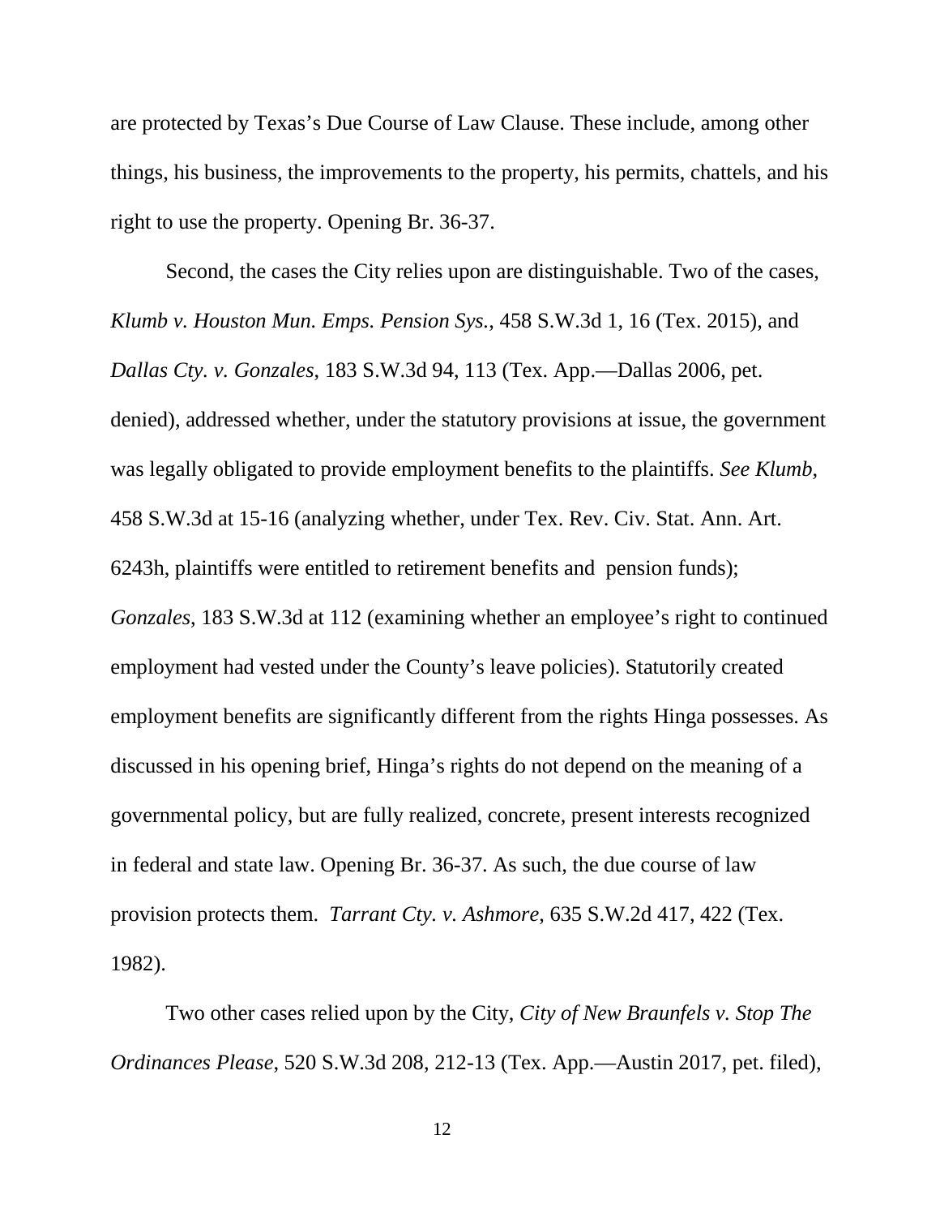are protected by Texas's Due Course of Law Clause. These include, among other things, his business, the improvements to the property, his permits, chattels, and his right to use the property. Opening Br. 36-37.

Second, the cases the City relies upon are distinguishable. Two of the cases, *Klumb v. Houston Mun. Emps. Pension Sys.*, 458 S.W.3d 1, 16 (Tex. 2015), and *Dallas Cty. v. Gonzales*, 183 S.W.3d 94, 113 (Tex. App.—Dallas 2006, pet. denied), addressed whether, under the statutory provisions at issue, the government was legally obligated to provide employment benefits to the plaintiffs. *See Klumb*, 458 S.W.3d at 15-16 (analyzing whether, under Tex. Rev. Civ. Stat. Ann. Art. 6243h, plaintiffs were entitled to retirement benefits and pension funds); *Gonzales*, 183 S.W.3d at 112 (examining whether an employee's right to continued employment had vested under the County's leave policies). Statutorily created employment benefits are significantly different from the rights Hinga possesses. As discussed in his opening brief, Hinga's rights do not depend on the meaning of a governmental policy, but are fully realized, concrete, present interests recognized in federal and state law. Opening Br. 36-37. As such, the due course of law provision protects them. *Tarrant Cty. v. Ashmore*, 635 S.W.2d 417, 422 (Tex. 1982).

Two other cases relied upon by the City, *City of New Braunfels v. Stop The Ordinances Please*, 520 S.W.3d 208, 212-13 (Tex. App.—Austin 2017, pet. filed),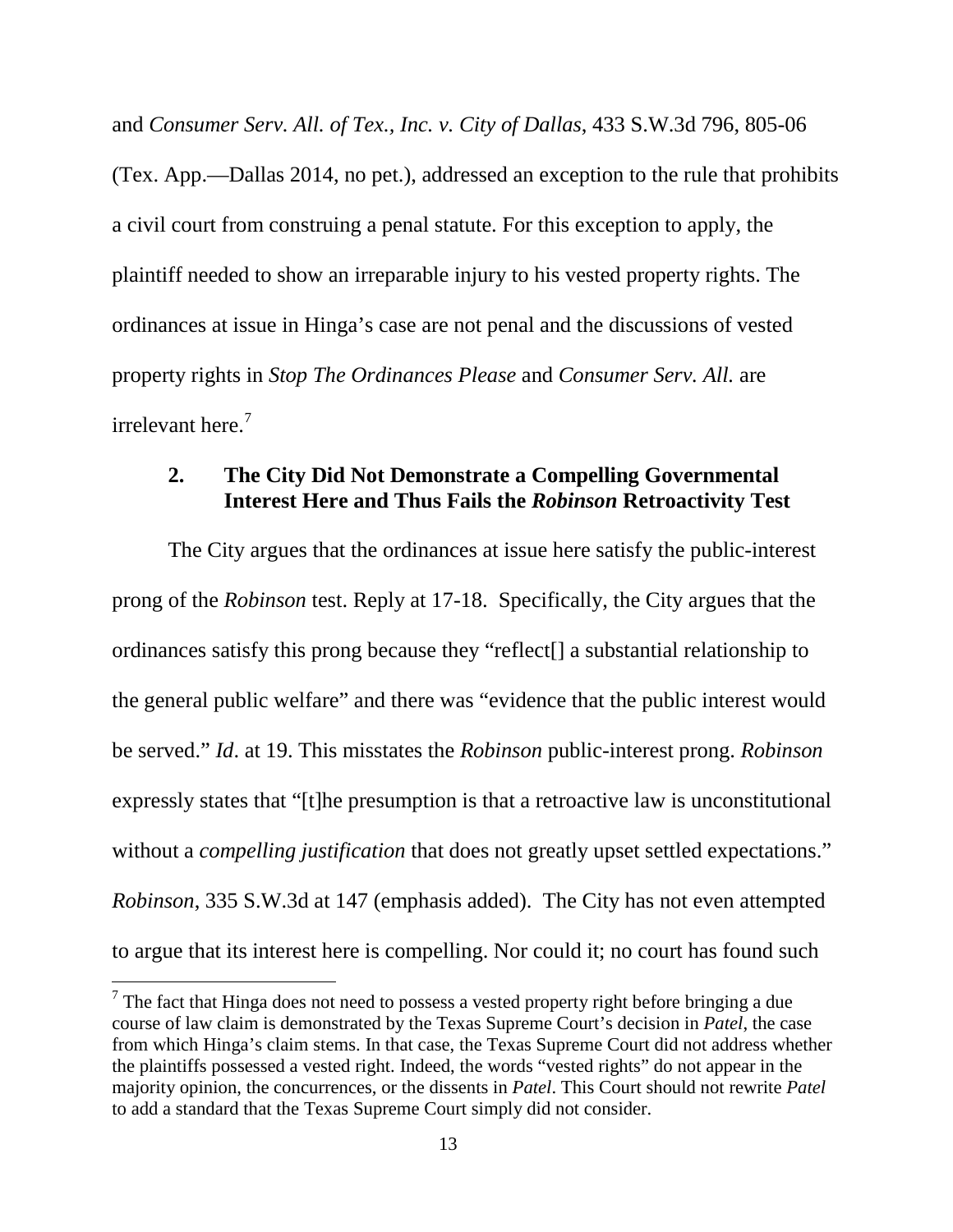and *Consumer Serv. All. of Tex., Inc. v. City of Dallas*, 433 S.W.3d 796, 805-06 (Tex. App.—Dallas 2014, no pet.), addressed an exception to the rule that prohibits a civil court from construing a penal statute. For this exception to apply, the plaintiff needed to show an irreparable injury to his vested property rights. The ordinances at issue in Hinga's case are not penal and the discussions of vested property rights in *Stop The Ordinances Please* and *Consumer Serv. All.* are irrelevant here.[7]

### 2. The City Did Not Demonstrate a Compelling Governmental Interest Here and Thus Fails the *Robinson* Retroactivity Test

The City argues that the ordinances at issue here satisfy the public-interest prong of the *Robinson* test. Reply at 17-18. Specifically, the City argues that the ordinances satisfy this prong because they "reflect[] a substantial relationship to the general public welfare" and there was "evidence that the public interest would be served." *Id*. at 19. This misstates the *Robinson* public-interest prong. *Robinson* expressly states that "[t]he presumption is that a retroactive law is unconstitutional without a *compelling justification* that does not greatly upset settled expectations." *Robinson*, 335 S.W.3d at 147 (emphasis added). The City has not even attempted to argue that its interest here is compelling. Nor could it; no court has found such

---

[7] The fact that Hinga does not need to possess a vested property right before bringing a due course of law claim is demonstrated by the Texas Supreme Court's decision in *Patel*, the case from which Hinga's claim stems. In that case, the Texas Supreme Court did not address whether the plaintiffs possessed a vested right. Indeed, the words "vested rights" do not appear in the majority opinion, the concurrences, or the dissents in *Patel*. This Court should not rewrite *Patel* to add a standard that the Texas Supreme Court simply did not consider.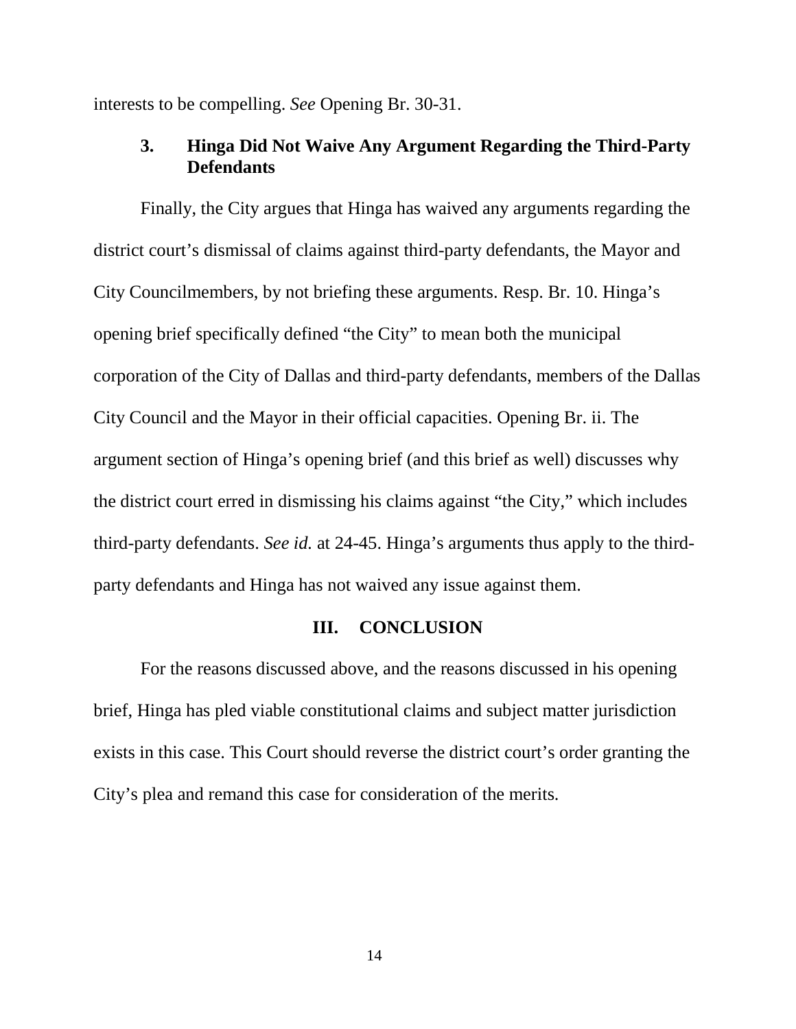interests to be compelling. *See* Opening Br. 30-31.

### 3. Hinga Did Not Waive Any Argument Regarding the Third-Party Defendants

Finally, the City argues that Hinga has waived any arguments regarding the district court's dismissal of claims against third-party defendants, the Mayor and City Councilmembers, by not briefing these arguments. Resp. Br. 10. Hinga's opening brief specifically defined "the City" to mean both the municipal corporation of the City of Dallas and third-party defendants, members of the Dallas City Council and the Mayor in their official capacities. Opening Br. ii. The argument section of Hinga's opening brief (and this brief as well) discusses why the district court erred in dismissing his claims against "the City," which includes third-party defendants. *See id.* at 24-45. Hinga's arguments thus apply to the third-party defendants and Hinga has not waived any issue against them.

## III. CONCLUSION

For the reasons discussed above, and the reasons discussed in his opening brief, Hinga has pled viable constitutional claims and subject matter jurisdiction exists in this case. This Court should reverse the district court's order granting the City's plea and remand this case for consideration of the merits.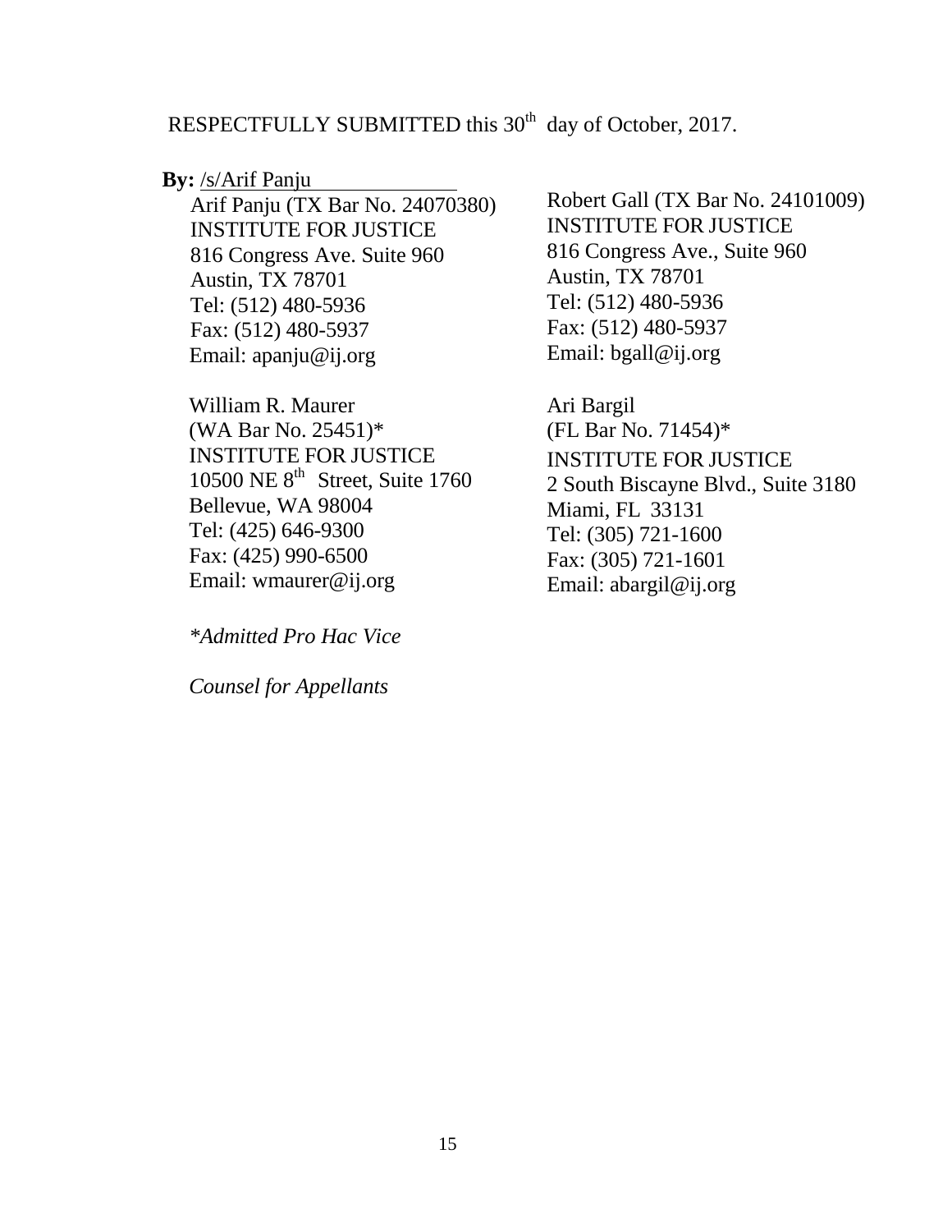RESPECTFULLY SUBMITTED this 30th day of October, 2017.

**By:** /s/Arif Panju

Arif Panju (TX Bar No. 24070380)
INSTITUTE FOR JUSTICE
816 Congress Ave. Suite 960
Austin, TX 78701
Tel: (512) 480-5936
Fax: (512) 480-5937
Email: apanju@ij.org

Robert Gall (TX Bar No. 24101009)
INSTITUTE FOR JUSTICE
816 Congress Ave., Suite 960
Austin, TX 78701
Tel: (512) 480-5936
Fax: (512) 480-5937
Email: bgall@ij.org

William R. Maurer
(WA Bar No. 25451)*
INSTITUTE FOR JUSTICE
10500 NE 8th Street, Suite 1760
Bellevue, WA 98004
Tel: (425) 646-9300
Fax: (425) 990-6500
Email: wmaurer@ij.org

Ari Bargil
(FL Bar No. 71454)*
INSTITUTE FOR JUSTICE
2 South Biscayne Blvd., Suite 3180
Miami, FL 33131
Tel: (305) 721-1600
Fax: (305) 721-1601
Email: abargil@ij.org

*\*Admitted Pro Hac Vice*

*Counsel for Appellants*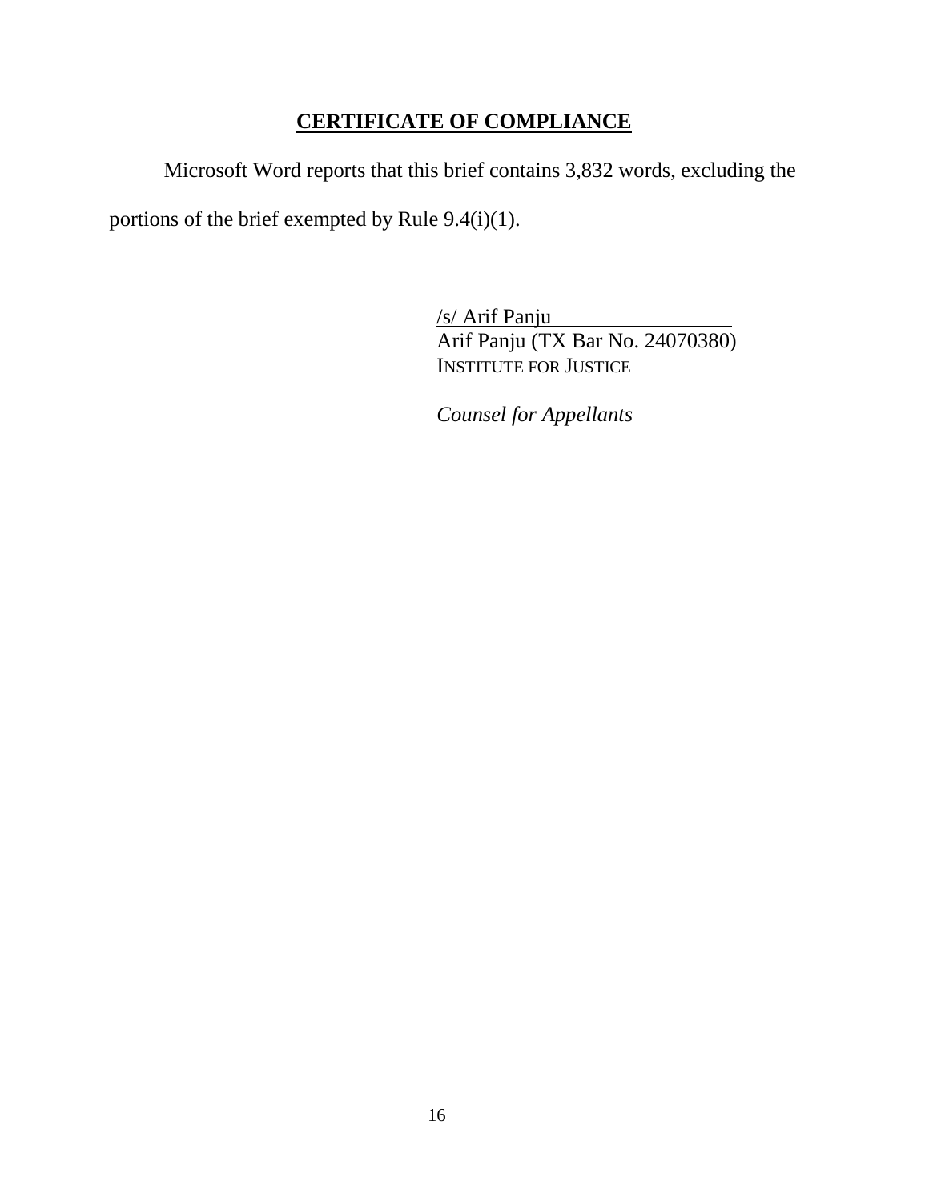## **CERTIFICATE OF COMPLIANCE**

Microsoft Word reports that this brief contains 3,832 words, excluding the portions of the brief exempted by Rule 9.4(i)(1).

/s/ Arif Panju  
Arif Panju (TX Bar No. 24070380)  
INSTITUTE FOR JUSTICE

*Counsel for Appellants*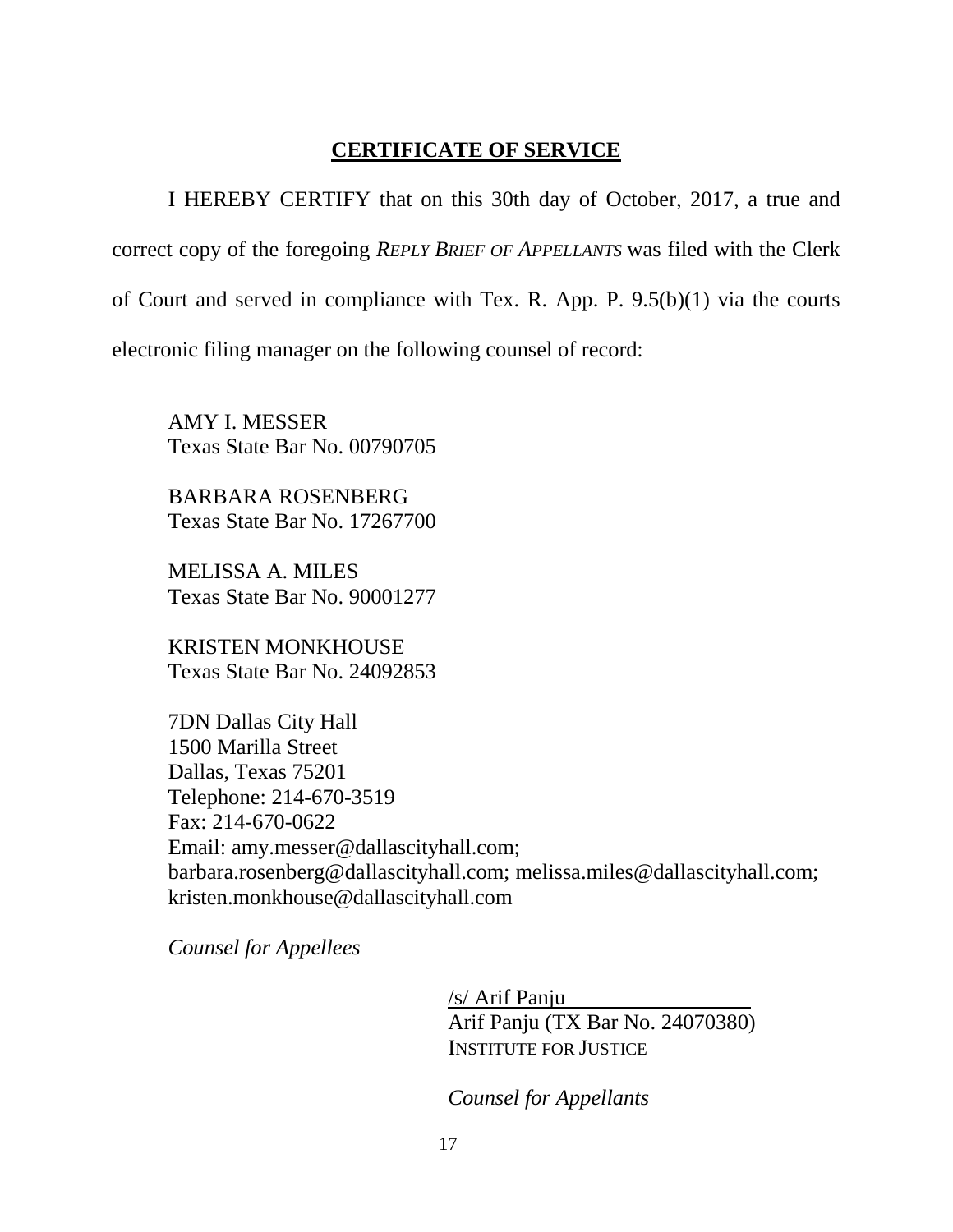## **CERTIFICATE OF SERVICE**

I HEREBY CERTIFY that on this 30th day of October, 2017, a true and correct copy of the foregoing *REPLY BRIEF OF APPELLANTS* was filed with the Clerk of Court and served in compliance with Tex. R. App. P. 9.5(b)(1) via the courts electronic filing manager on the following counsel of record:

AMY I. MESSER
Texas State Bar No. 00790705

BARBARA ROSENBERG
Texas State Bar No. 17267700

MELISSA A. MILES
Texas State Bar No. 90001277

KRISTEN MONKHOUSE
Texas State Bar No. 24092853

7DN Dallas City Hall
1500 Marilla Street
Dallas, Texas 75201
Telephone: 214-670-3519
Fax: 214-670-0622
Email: amy.messer@dallascityhall.com; barbara.rosenberg@dallascityhall.com; melissa.miles@dallascityhall.com; kristen.monkhouse@dallascityhall.com

*Counsel for Appellees*

/s/ Arif Panju
Arif Panju (TX Bar No. 24070380)
INSTITUTE FOR JUSTICE

*Counsel for Appellants*